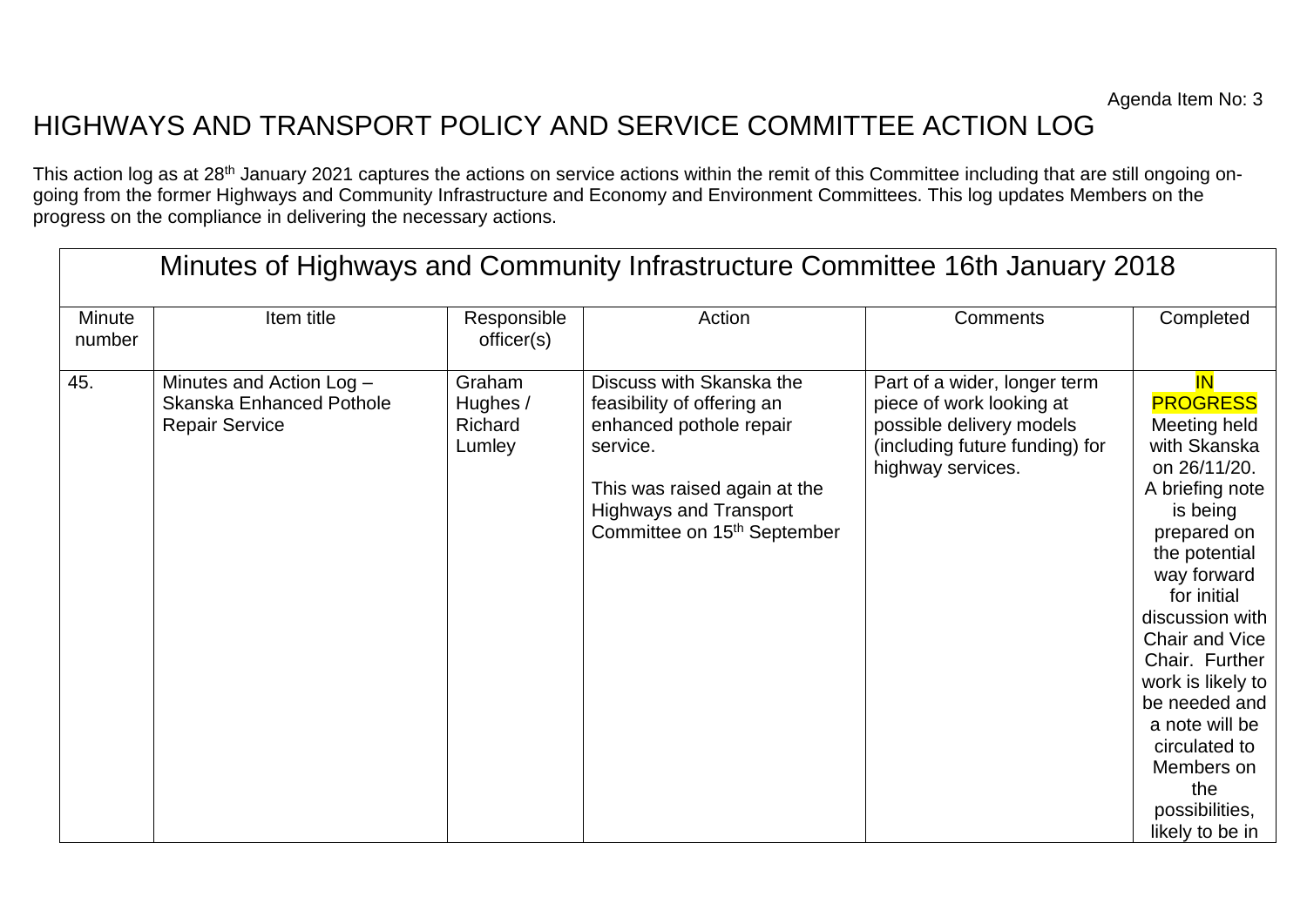Agenda Item No: 3

# HIGHWAYS AND TRANSPORT POLICY AND SERVICE COMMITTEE ACTION LOG

This action log as at 28th January 2021 captures the actions on service actions within the remit of this Committee including that are still ongoing on-going from the former Highways and Community Infrastructure and Economy and Environment Committees. This log updates Members on the progress on the compliance in delivering the necessary actions.

| Minutes of Highways and Community Infrastructure Committee 16th January 2018 | | | | | |
|---|---|---|---|---|---|
| Minute number | Item title | Responsible officer(s) | Action | Comments | Completed |
| 45. | Minutes and Action Log – Skanska Enhanced Pothole Repair Service | Graham Hughes / Richard Lumley | Discuss with Skanska the feasibility of offering an enhanced pothole repair service.<br><br>This was raised again at the Highways and Transport Committee on 15th September | Part of a wider, longer term piece of work looking at possible delivery models (including future funding) for highway services. | IN PROGRESS Meeting held with Skanska on 26/11/20. A briefing note is being prepared on the potential way forward for initial discussion with Chair and Vice Chair. Further work is likely to be needed and a note will be circulated to Members on the possibilities, likely to be in |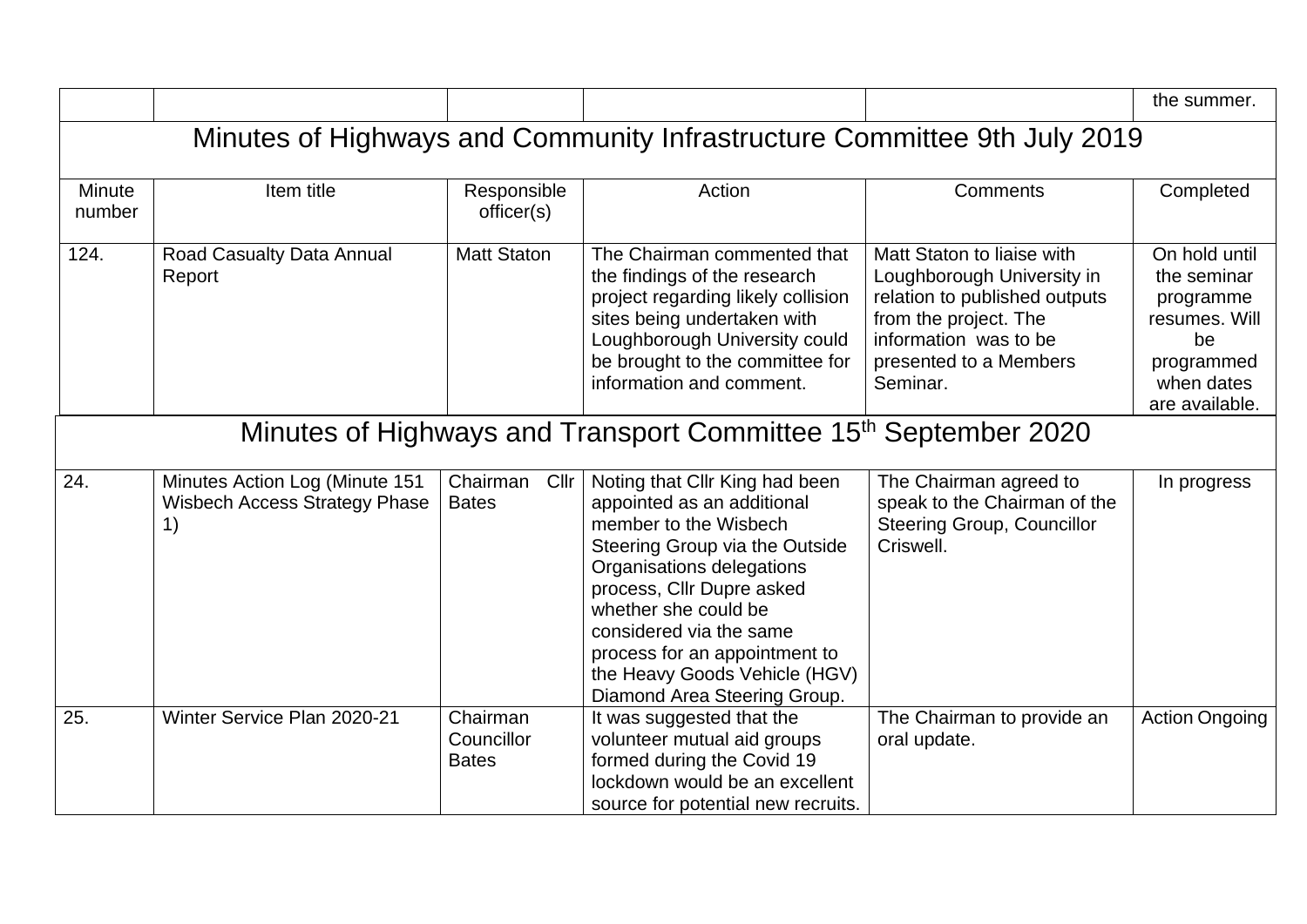| | | | | | the summer. |
|---|---|---|---|---|---|

## Minutes of Highways and Community Infrastructure Committee 9th July 2019

| Minute number | Item title | Responsible officer(s) | Action | Comments | Completed |
|---|---|---|---|---|---|
| 124. | Road Casualty Data Annual Report | Matt Staton | The Chairman commented that the findings of the research project regarding likely collision sites being undertaken with Loughborough University could be brought to the committee for information and comment. | Matt Staton to liaise with Loughborough University in relation to published outputs from the project. The information was to be presented to a Members Seminar. | On hold until the seminar programme resumes. Will be programmed when dates are available. |

## Minutes of Highways and Transport Committee 15th September 2020

| Minute number | Item title | Responsible officer(s) | Action | Comments | Completed |
|---|---|---|---|---|---|
| 24. | Minutes Action Log (Minute 151 Wisbech Access Strategy Phase 1) | Chairman Cllr Bates | Noting that Cllr King had been appointed as an additional member to the Wisbech Steering Group via the Outside Organisations delegations process, Cllr Dupre asked whether she could be considered via the same process for an appointment to the Heavy Goods Vehicle (HGV) Diamond Area Steering Group. | The Chairman agreed to speak to the Chairman of the Steering Group, Councillor Criswell. | In progress |
| 25. | Winter Service Plan 2020-21 | Chairman Councillor Bates | It was suggested that the volunteer mutual aid groups formed during the Covid 19 lockdown would be an excellent source for potential new recruits. | The Chairman to provide an oral update. | Action Ongoing |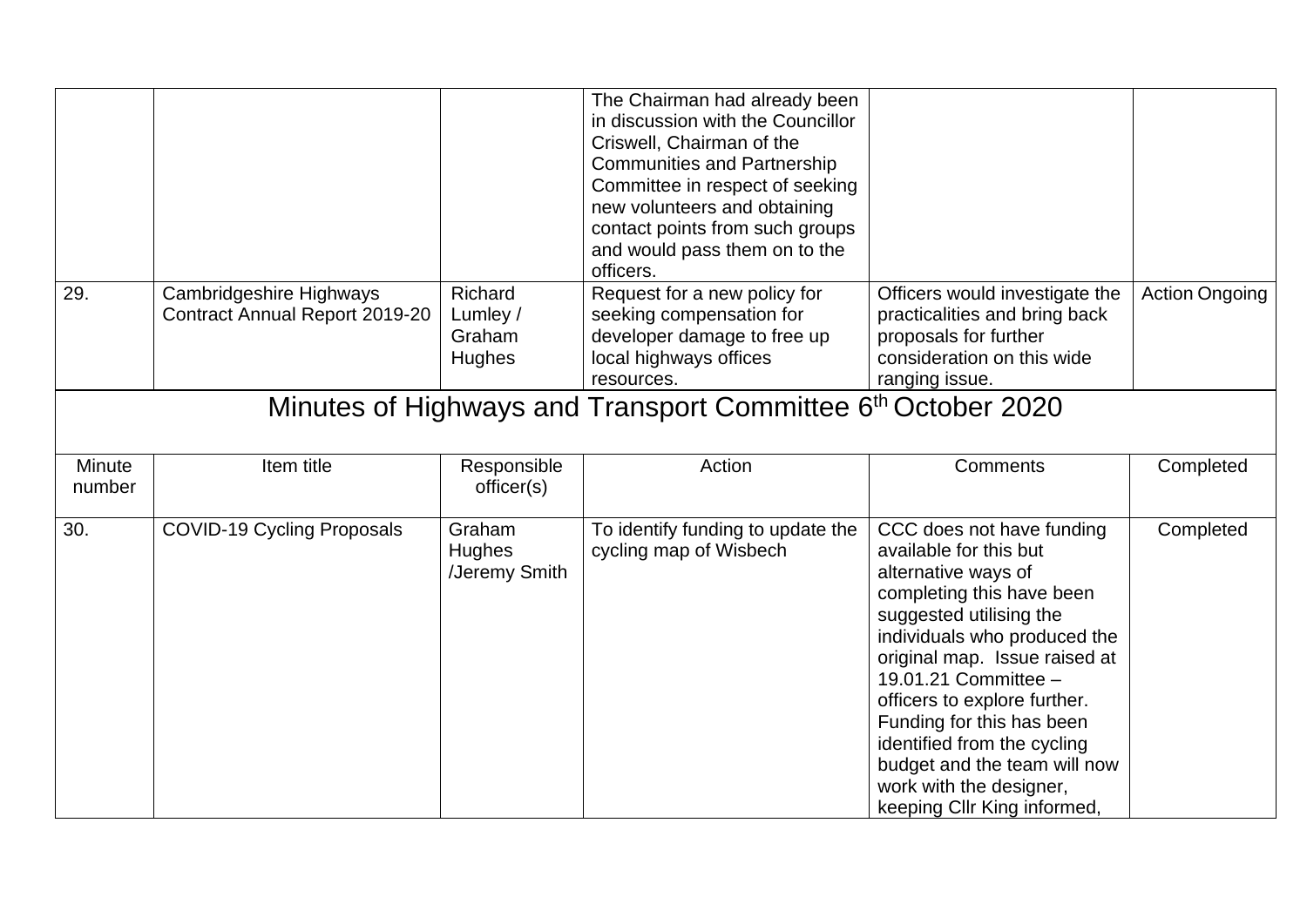| | | | | | |
|---|---|---|---|---|---|
| | | | The Chairman had already been in discussion with the Councillor Criswell, Chairman of the Communities and Partnership Committee in respect of seeking new volunteers and obtaining contact points from such groups and would pass them on to the officers. | | |
| 29. | Cambridgeshire Highways Contract Annual Report 2019-20 | Richard Lumley / Graham Hughes | Request for a new policy for seeking compensation for developer damage to free up local highways offices resources. | Officers would investigate the practicalities and bring back proposals for further consideration on this wide ranging issue. | Action Ongoing |

## Minutes of Highways and Transport Committee 6th October 2020

| Minute number | Item title | Responsible officer(s) | Action | Comments | Completed |
|---|---|---|---|---|---|
| 30. | COVID-19 Cycling Proposals | Graham Hughes /Jeremy Smith | To identify funding to update the cycling map of Wisbech | CCC does not have funding available for this but alternative ways of completing this have been suggested utilising the individuals who produced the original map. Issue raised at 19.01.21 Committee – officers to explore further. Funding for this has been identified from the cycling budget and the team will now work with the designer, keeping Cllr King informed, | Completed |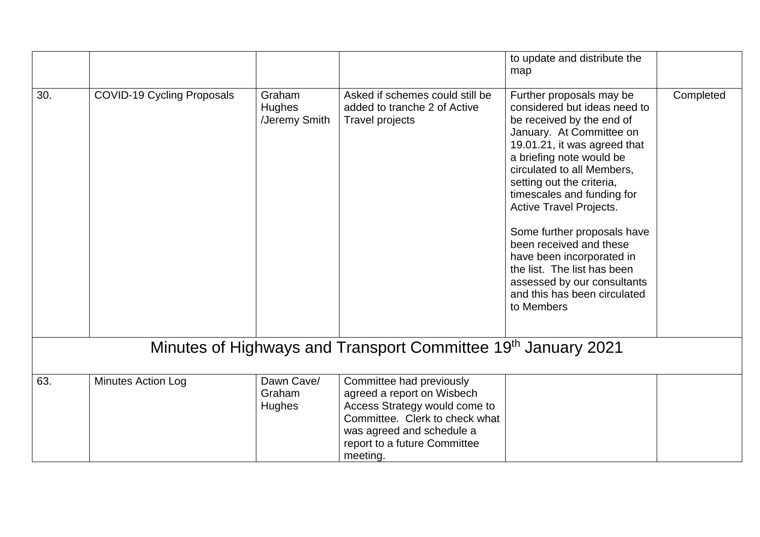| | | | | to update and distribute the map | |
|---|---|---|---|---|---|
| 30. | COVID-19 Cycling Proposals | Graham Hughes /Jeremy Smith | Asked if schemes could still be added to tranche 2 of Active Travel projects | Further proposals may be considered but ideas need to be received by the end of January. At Committee on 19.01.21, it was agreed that a briefing note would be circulated to all Members, setting out the criteria, timescales and funding for Active Travel Projects.<br><br>Some further proposals have been received and these have been incorporated in the list. The list has been assessed by our consultants and this has been circulated to Members | Completed |
| **Minutes of Highways and Transport Committee 19th January 2021** | | | | | |
| 63. | Minutes Action Log | Dawn Cave/ Graham Hughes | Committee had previously agreed a report on Wisbech Access Strategy would come to Committee. Clerk to check what was agreed and schedule a report to a future Committee meeting. | | |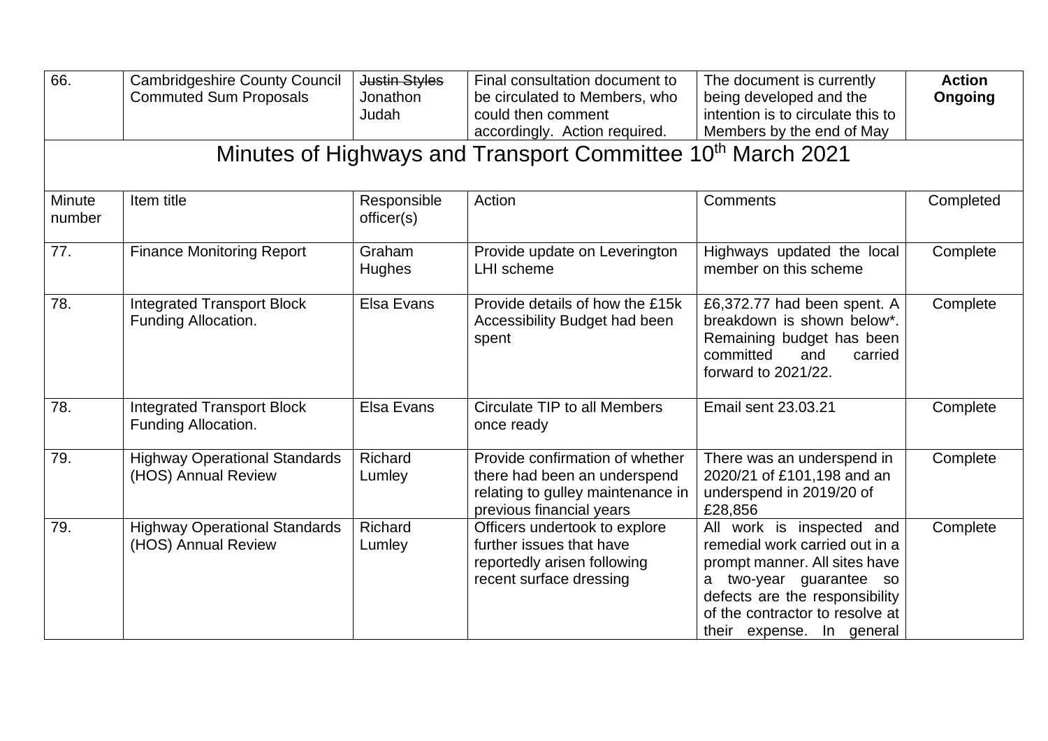| 66. | Cambridgeshire County Council Commuted Sum Proposals | ~~Justin Styles~~ Jonathon Judah | Final consultation document to be circulated to Members, who could then comment accordingly. Action required. | The document is currently being developed and the intention is to circulate this to Members by the end of May | **Action Ongoing** |
|---|---|---|---|---|---|

## Minutes of Highways and Transport Committee 10th March 2021

| Minute number | Item title | Responsible officer(s) | Action | Comments | Completed |
|---|---|---|---|---|---|
| 77. | Finance Monitoring Report | Graham Hughes | Provide update on Leverington LHI scheme | Highways updated the local member on this scheme | Complete |
| 78. | Integrated Transport Block Funding Allocation. | Elsa Evans | Provide details of how the £15k Accessibility Budget had been spent | £6,372.77 had been spent. A breakdown is shown below*. Remaining budget has been committed and carried forward to 2021/22. | Complete |
| 78. | Integrated Transport Block Funding Allocation. | Elsa Evans | Circulate TIP to all Members once ready | Email sent 23.03.21 | Complete |
| 79. | Highway Operational Standards (HOS) Annual Review | Richard Lumley | Provide confirmation of whether there had been an underspend relating to gulley maintenance in previous financial years | There was an underspend in 2020/21 of £101,198 and an underspend in 2019/20 of £28,856 | Complete |
| 79. | Highway Operational Standards (HOS) Annual Review | Richard Lumley | Officers undertook to explore further issues that have reportedly arisen following recent surface dressing | All work is inspected and remedial work carried out in a prompt manner. All sites have a two-year guarantee so defects are the responsibility of the contractor to resolve at their expense. In general | Complete |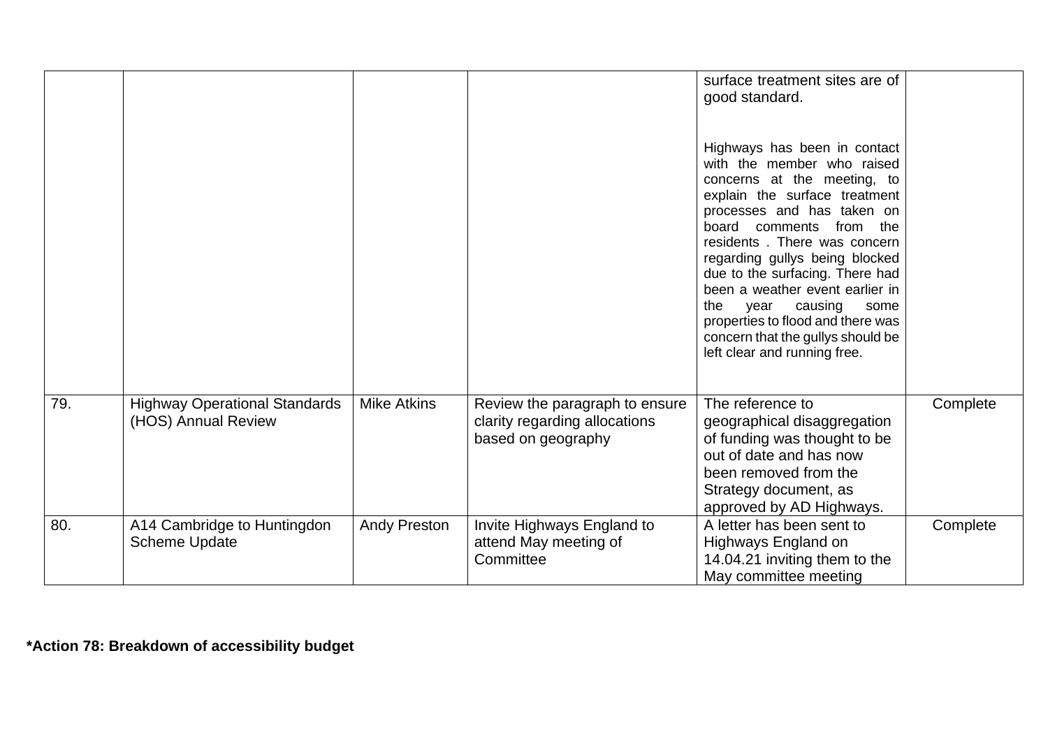| | | | | | |
|---|---|---|---|---|---|
| | | | | surface treatment sites are of good standard.<br><br>Highways has been in contact with the member who raised concerns at the meeting, to explain the surface treatment processes and has taken on board comments from the residents . There was concern regarding gullys being blocked due to the surfacing. There had been a weather event earlier in the year causing some properties to flood and there was concern that the gullys should be left clear and running free. | |
| 79. | Highway Operational Standards (HOS) Annual Review | Mike Atkins | Review the paragraph to ensure clarity regarding allocations based on geography | The reference to geographical disaggregation of funding was thought to be out of date and has now been removed from the Strategy document, as approved by AD Highways. | Complete |
| 80. | A14 Cambridge to Huntingdon Scheme Update | Andy Preston | Invite Highways England to attend May meeting of Committee | A letter has been sent to Highways England on 14.04.21 inviting them to the May committee meeting | Complete |

**\*Action 78: Breakdown of accessibility budget**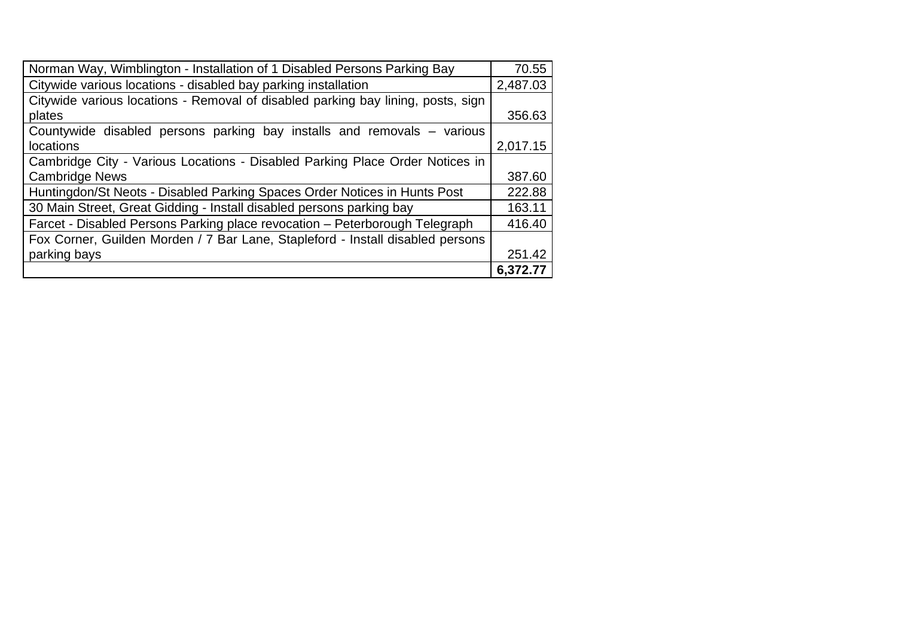| | |
|---|---|
| Norman Way, Wimblington - Installation of 1 Disabled Persons Parking Bay | 70.55 |
| Citywide various locations - disabled bay parking installation | 2,487.03 |
| Citywide various locations - Removal of disabled parking bay lining, posts, sign plates | 356.63 |
| Countywide disabled persons parking bay installs and removals – various locations | 2,017.15 |
| Cambridge City - Various Locations - Disabled Parking Place Order Notices in Cambridge News | 387.60 |
| Huntingdon/St Neots - Disabled Parking Spaces Order Notices in Hunts Post | 222.88 |
| 30 Main Street, Great Gidding - Install disabled persons parking bay | 163.11 |
| Farcet - Disabled Persons Parking place revocation – Peterborough Telegraph | 416.40 |
| Fox Corner, Guilden Morden / 7 Bar Lane, Stapleford - Install disabled persons parking bays | 251.42 |
| | **6,372.77** |